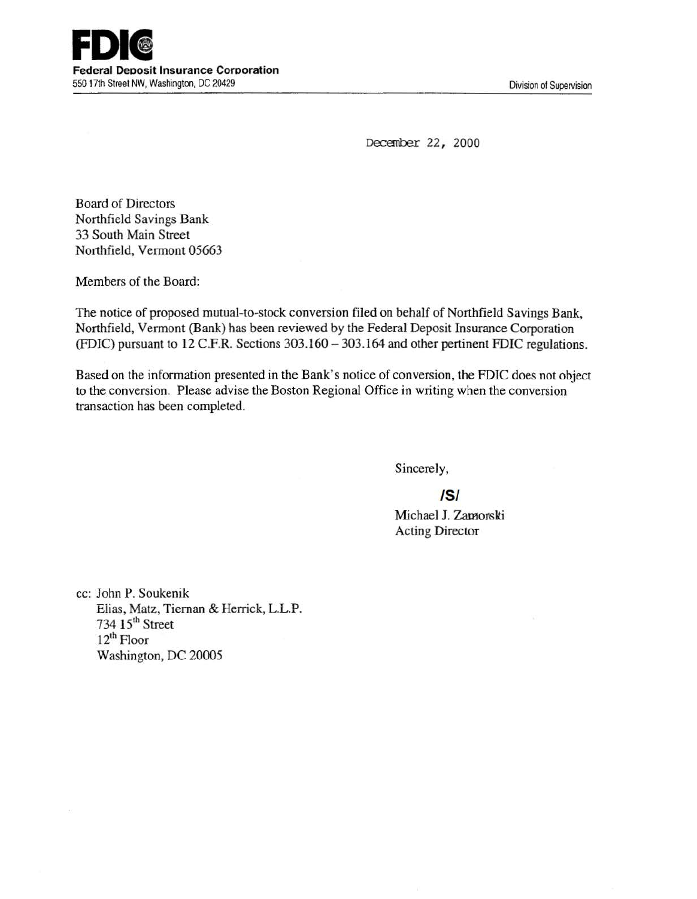**FDIC**

**Federal Deposit Insurance Corporation**

550 17th Street NW, Washington, DC 20429

Division of Supervision

December 22, 2000

Board of Directors
Northfield Savings Bank
33 South Main Street
Northfield, Vermont 05663

Members of the Board:

The notice of proposed mutual-to-stock conversion filed on behalf of Northfield Savings Bank, Northfield, Vermont (Bank) has been reviewed by the Federal Deposit Insurance Corporation (FDIC) pursuant to 12 C.F.R. Sections 303.160 – 303.164 and other pertinent FDIC regulations.

Based on the information presented in the Bank's notice of conversion, the FDIC does not object to the conversion. Please advise the Boston Regional Office in writing when the conversion transaction has been completed.

Sincerely,

/S/

Michael J. Zamorski
Acting Director

cc: John P. Soukenik
Elias, Matz, Tiernan & Herrick, L.L.P.
734 15th Street
12th Floor
Washington, DC 20005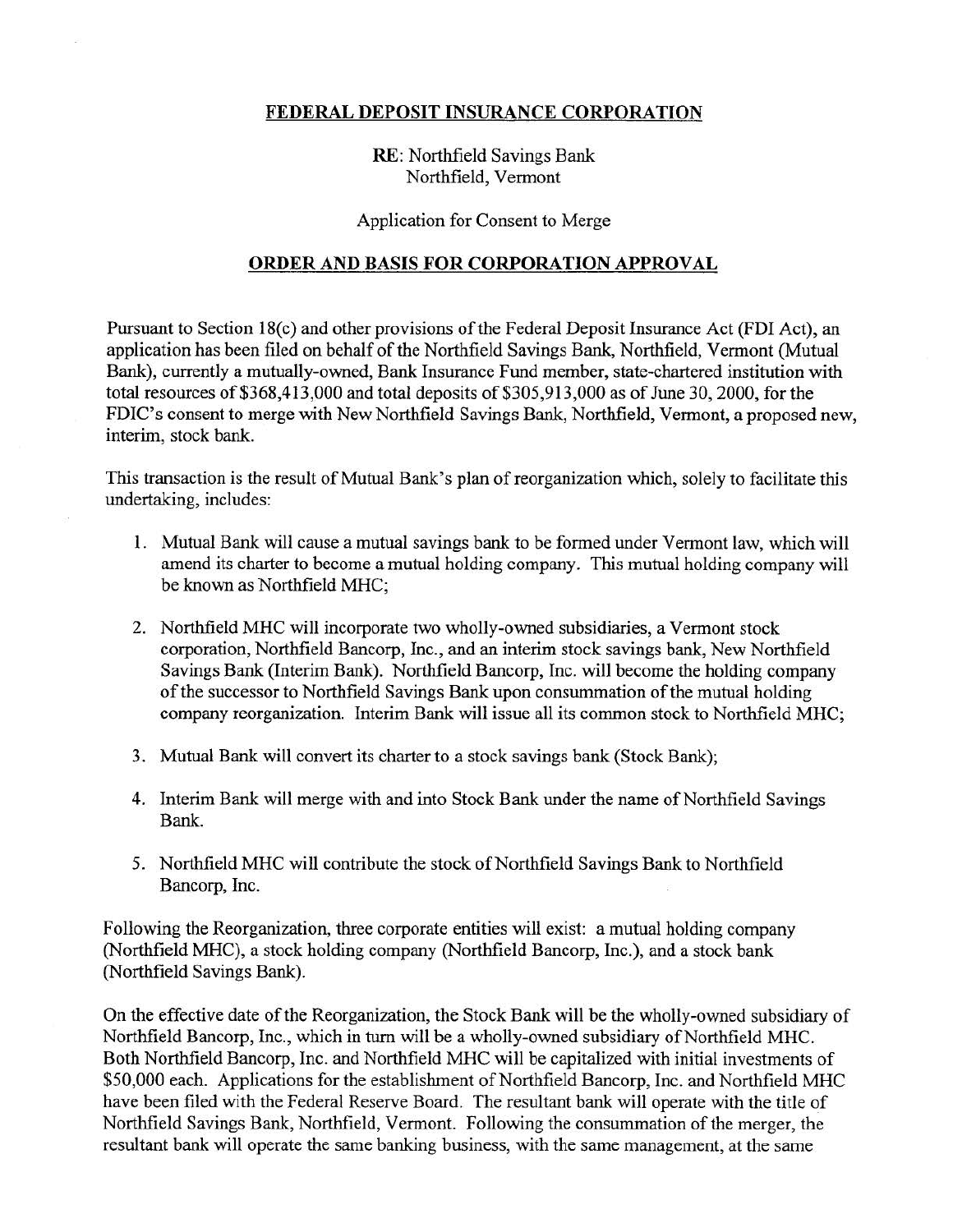## FEDERAL DEPOSIT INSURANCE CORPORATION

RE: Northfield Savings Bank
Northfield, Vermont

Application for Consent to Merge

## ORDER AND BASIS FOR CORPORATION APPROVAL

Pursuant to Section 18(c) and other provisions of the Federal Deposit Insurance Act (FDI Act), an application has been filed on behalf of the Northfield Savings Bank, Northfield, Vermont (Mutual Bank), currently a mutually-owned, Bank Insurance Fund member, state-chartered institution with total resources of $368,413,000 and total deposits of $305,913,000 as of June 30, 2000, for the FDIC's consent to merge with New Northfield Savings Bank, Northfield, Vermont, a proposed new, interim, stock bank.

This transaction is the result of Mutual Bank's plan of reorganization which, solely to facilitate this undertaking, includes:

1. Mutual Bank will cause a mutual savings bank to be formed under Vermont law, which will amend its charter to become a mutual holding company. This mutual holding company will be known as Northfield MHC;

2. Northfield MHC will incorporate two wholly-owned subsidiaries, a Vermont stock corporation, Northfield Bancorp, Inc., and an interim stock savings bank, New Northfield Savings Bank (Interim Bank). Northfield Bancorp, Inc. will become the holding company of the successor to Northfield Savings Bank upon consummation of the mutual holding company reorganization. Interim Bank will issue all its common stock to Northfield MHC;

3. Mutual Bank will convert its charter to a stock savings bank (Stock Bank);

4. Interim Bank will merge with and into Stock Bank under the name of Northfield Savings Bank.

5. Northfield MHC will contribute the stock of Northfield Savings Bank to Northfield Bancorp, Inc.

Following the Reorganization, three corporate entities will exist: a mutual holding company (Northfield MHC), a stock holding company (Northfield Bancorp, Inc.), and a stock bank (Northfield Savings Bank).

On the effective date of the Reorganization, the Stock Bank will be the wholly-owned subsidiary of Northfield Bancorp, Inc., which in turn will be a wholly-owned subsidiary of Northfield MHC. Both Northfield Bancorp, Inc. and Northfield MHC will be capitalized with initial investments of $50,000 each. Applications for the establishment of Northfield Bancorp, Inc. and Northfield MHC have been filed with the Federal Reserve Board. The resultant bank will operate with the title of Northfield Savings Bank, Northfield, Vermont. Following the consummation of the merger, the resultant bank will operate the same banking business, with the same management, at the same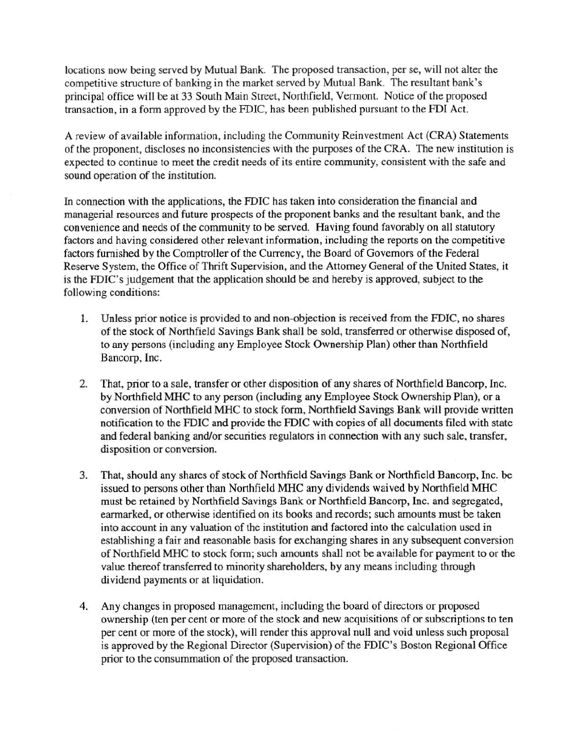locations now being served by Mutual Bank. The proposed transaction, per se, will not alter the competitive structure of banking in the market served by Mutual Bank. The resultant bank's principal office will be at 33 South Main Street, Northfield, Vermont. Notice of the proposed transaction, in a form approved by the FDIC, has been published pursuant to the FDI Act.

A review of available information, including the Community Reinvestment Act (CRA) Statements of the proponent, discloses no inconsistencies with the purposes of the CRA. The new institution is expected to continue to meet the credit needs of its entire community, consistent with the safe and sound operation of the institution.

In connection with the applications, the FDIC has taken into consideration the financial and managerial resources and future prospects of the proponent banks and the resultant bank, and the convenience and needs of the community to be served. Having found favorably on all statutory factors and having considered other relevant information, including the reports on the competitive factors furnished by the Comptroller of the Currency, the Board of Governors of the Federal Reserve System, the Office of Thrift Supervision, and the Attorney General of the United States, it is the FDIC's judgement that the application should be and hereby is approved, subject to the following conditions:

1. Unless prior notice is provided to and non-objection is received from the FDIC, no shares of the stock of Northfield Savings Bank shall be sold, transferred or otherwise disposed of, to any persons (including any Employee Stock Ownership Plan) other than Northfield Bancorp, Inc.

2. That, prior to a sale, transfer or other disposition of any shares of Northfield Bancorp, Inc. by Northfield MHC to any person (including any Employee Stock Ownership Plan), or a conversion of Northfield MHC to stock form, Northfield Savings Bank will provide written notification to the FDIC and provide the FDIC with copies of all documents filed with state and federal banking and/or securities regulators in connection with any such sale, transfer, disposition or conversion.

3. That, should any shares of stock of Northfield Savings Bank or Northfield Bancorp, Inc. be issued to persons other than Northfield MHC any dividends waived by Northfield MHC must be retained by Northfield Savings Bank or Northfield Bancorp, Inc. and segregated, earmarked, or otherwise identified on its books and records; such amounts must be taken into account in any valuation of the institution and factored into the calculation used in establishing a fair and reasonable basis for exchanging shares in any subsequent conversion of Northfield MHC to stock form; such amounts shall not be available for payment to or the value thereof transferred to minority shareholders, by any means including through dividend payments or at liquidation.

4. Any changes in proposed management, including the board of directors or proposed ownership (ten per cent or more of the stock and new acquisitions of or subscriptions to ten per cent or more of the stock), will render this approval null and void unless such proposal is approved by the Regional Director (Supervision) of the FDIC's Boston Regional Office prior to the consummation of the proposed transaction.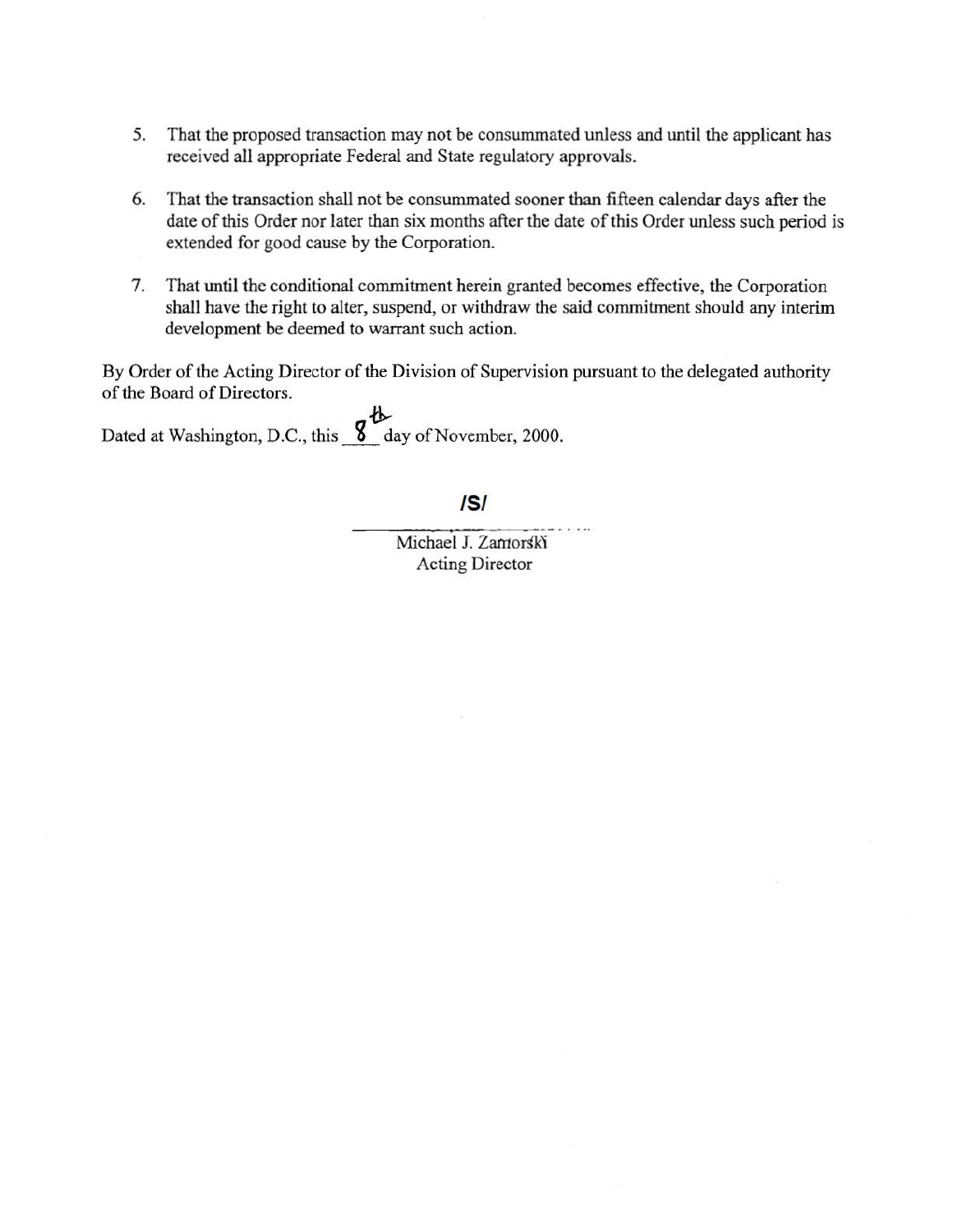5. That the proposed transaction may not be consummated unless and until the applicant has received all appropriate Federal and State regulatory approvals.

6. That the transaction shall not be consummated sooner than fifteen calendar days after the date of this Order nor later than six months after the date of this Order unless such period is extended for good cause by the Corporation.

7. That until the conditional commitment herein granted becomes effective, the Corporation shall have the right to alter, suspend, or withdraw the said commitment should any interim development be deemed to warrant such action.

By Order of the Acting Director of the Division of Supervision pursuant to the delegated authority of the Board of Directors.

Dated at Washington, D.C., this 8th day of November, 2000.

/S/

Michael J. Zamorski
Acting Director